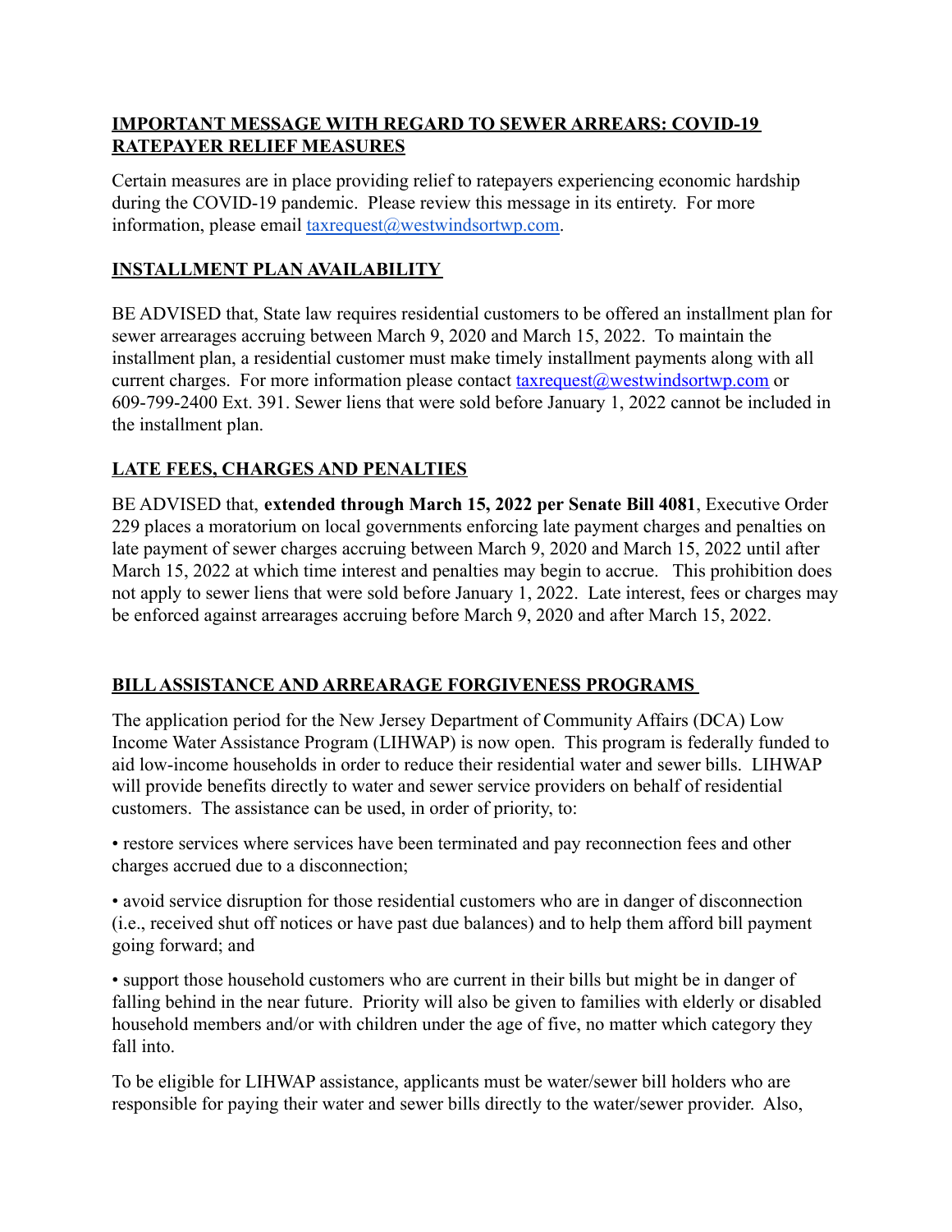## IMPORTANT MESSAGE WITH REGARD TO SEWER ARREARS: COVID-19 RATEPAYER RELIEF MEASURES

Certain measures are in place providing relief to ratepayers experiencing economic hardship during the COVID-19 pandemic. Please review this message in its entirety. For more information, please email taxrequest@westwindsortwp.com.

## INSTALLMENT PLAN AVAILABILITY

BE ADVISED that, State law requires residential customers to be offered an installment plan for sewer arrearages accruing between March 9, 2020 and March 15, 2022. To maintain the installment plan, a residential customer must make timely installment payments along with all current charges. For more information please contact taxrequest@westwindsortwp.com or 609-799-2400 Ext. 391. Sewer liens that were sold before January 1, 2022 cannot be included in the installment plan.

## LATE FEES, CHARGES AND PENALTIES

BE ADVISED that, **extended through March 15, 2022 per Senate Bill 4081**, Executive Order 229 places a moratorium on local governments enforcing late payment charges and penalties on late payment of sewer charges accruing between March 9, 2020 and March 15, 2022 until after March 15, 2022 at which time interest and penalties may begin to accrue. This prohibition does not apply to sewer liens that were sold before January 1, 2022. Late interest, fees or charges may be enforced against arrearages accruing before March 9, 2020 and after March 15, 2022.

## BILL ASSISTANCE AND ARREARAGE FORGIVENESS PROGRAMS

The application period for the New Jersey Department of Community Affairs (DCA) Low Income Water Assistance Program (LIHWAP) is now open. This program is federally funded to aid low-income households in order to reduce their residential water and sewer bills. LIHWAP will provide benefits directly to water and sewer service providers on behalf of residential customers. The assistance can be used, in order of priority, to:

- restore services where services have been terminated and pay reconnection fees and other charges accrued due to a disconnection;
- avoid service disruption for those residential customers who are in danger of disconnection (i.e., received shut off notices or have past due balances) and to help them afford bill payment going forward; and
- support those household customers who are current in their bills but might be in danger of falling behind in the near future. Priority will also be given to families with elderly or disabled household members and/or with children under the age of five, no matter which category they fall into.

To be eligible for LIHWAP assistance, applicants must be water/sewer bill holders who are responsible for paying their water and sewer bills directly to the water/sewer provider. Also,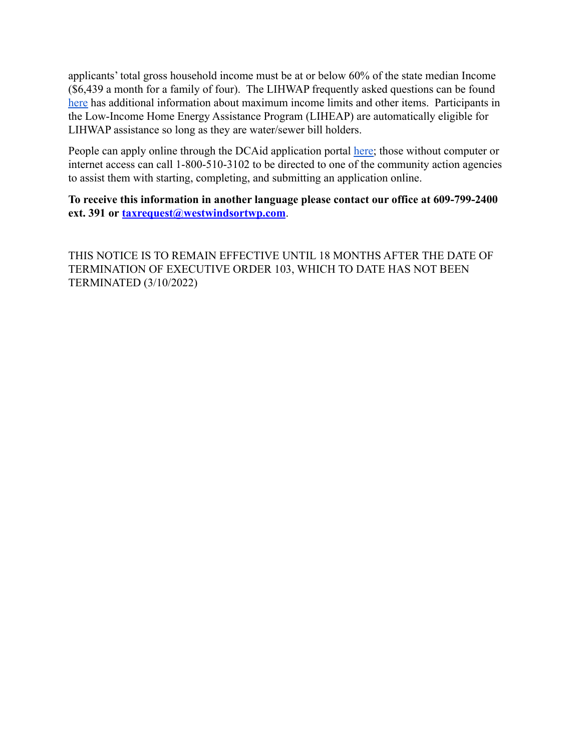applicants' total gross household income must be at or below 60% of the state median Income ($6,439 a month for a family of four). The LIHWAP frequently asked questions can be found here has additional information about maximum income limits and other items. Participants in the Low-Income Home Energy Assistance Program (LIHEAP) are automatically eligible for LIHWAP assistance so long as they are water/sewer bill holders.

People can apply online through the DCAid application portal here; those without computer or internet access can call 1-800-510-3102 to be directed to one of the community action agencies to assist them with starting, completing, and submitting an application online.

**To receive this information in another language please contact our office at 609-799-2400 ext. 391 or taxrequest@westwindsortwp.com**.

THIS NOTICE IS TO REMAIN EFFECTIVE UNTIL 18 MONTHS AFTER THE DATE OF TERMINATION OF EXECUTIVE ORDER 103, WHICH TO DATE HAS NOT BEEN TERMINATED (3/10/2022)